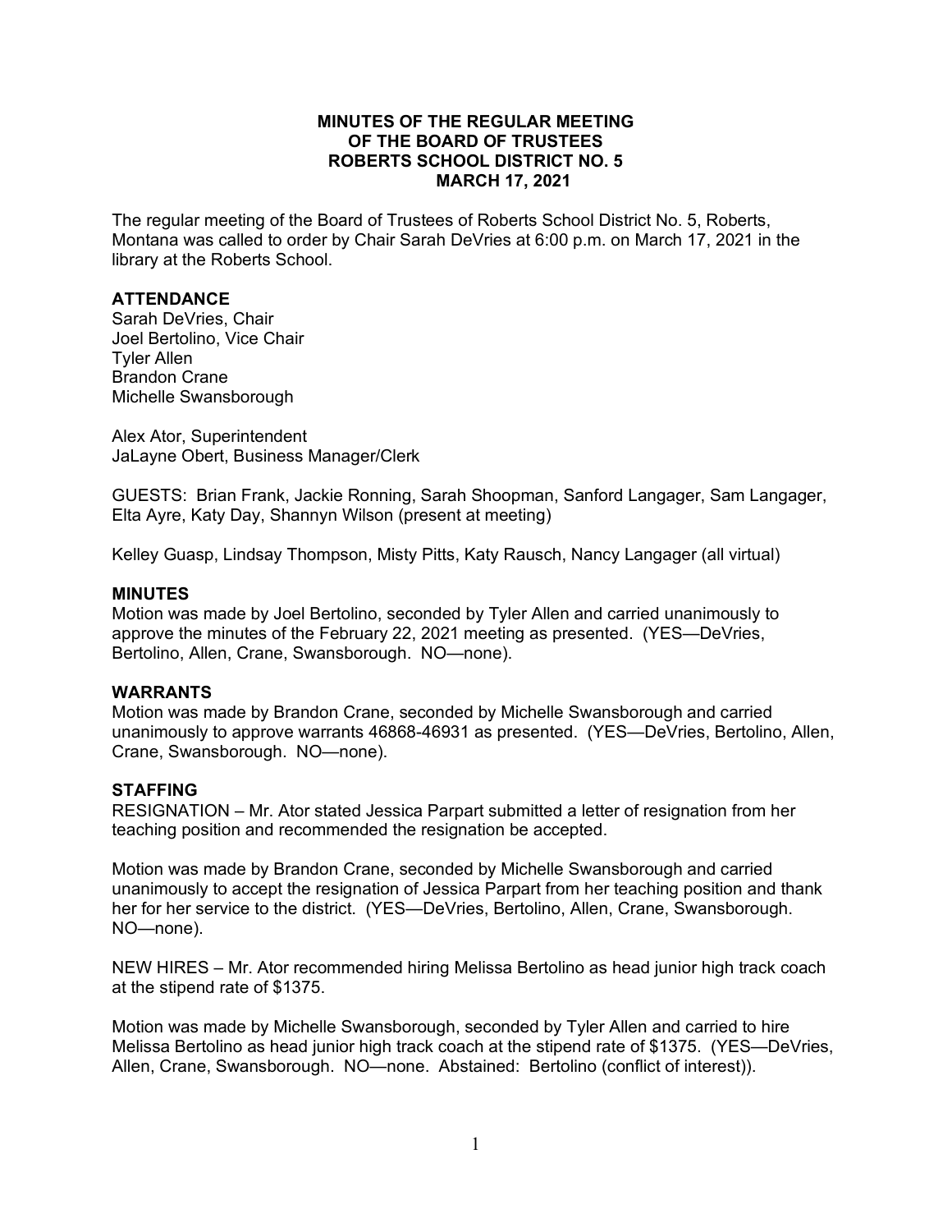# MINUTES OF THE REGULAR MEETING OF THE BOARD OF TRUSTEES ROBERTS SCHOOL DISTRICT NO. 5 MARCH 17, 2021

The regular meeting of the Board of Trustees of Roberts School District No. 5, Roberts, Montana was called to order by Chair Sarah DeVries at 6:00 p.m. on March 17, 2021 in the library at the Roberts School.

## ATTENDANCE

Sarah DeVries, Chair
Joel Bertolino, Vice Chair
Tyler Allen
Brandon Crane
Michelle Swansborough

Alex Ator, Superintendent
JaLayne Obert, Business Manager/Clerk

GUESTS: Brian Frank, Jackie Ronning, Sarah Shoopman, Sanford Langager, Sam Langager, Elta Ayre, Katy Day, Shannyn Wilson (present at meeting)

Kelley Guasp, Lindsay Thompson, Misty Pitts, Katy Rausch, Nancy Langager (all virtual)

## MINUTES

Motion was made by Joel Bertolino, seconded by Tyler Allen and carried unanimously to approve the minutes of the February 22, 2021 meeting as presented. (YES—DeVries, Bertolino, Allen, Crane, Swansborough. NO—none).

## WARRANTS

Motion was made by Brandon Crane, seconded by Michelle Swansborough and carried unanimously to approve warrants 46868-46931 as presented. (YES—DeVries, Bertolino, Allen, Crane, Swansborough. NO—none).

## STAFFING

RESIGNATION – Mr. Ator stated Jessica Parpart submitted a letter of resignation from her teaching position and recommended the resignation be accepted.

Motion was made by Brandon Crane, seconded by Michelle Swansborough and carried unanimously to accept the resignation of Jessica Parpart from her teaching position and thank her for her service to the district. (YES—DeVries, Bertolino, Allen, Crane, Swansborough. NO—none).

NEW HIRES – Mr. Ator recommended hiring Melissa Bertolino as head junior high track coach at the stipend rate of $1375.

Motion was made by Michelle Swansborough, seconded by Tyler Allen and carried to hire Melissa Bertolino as head junior high track coach at the stipend rate of $1375. (YES—DeVries, Allen, Crane, Swansborough. NO—none. Abstained: Bertolino (conflict of interest)).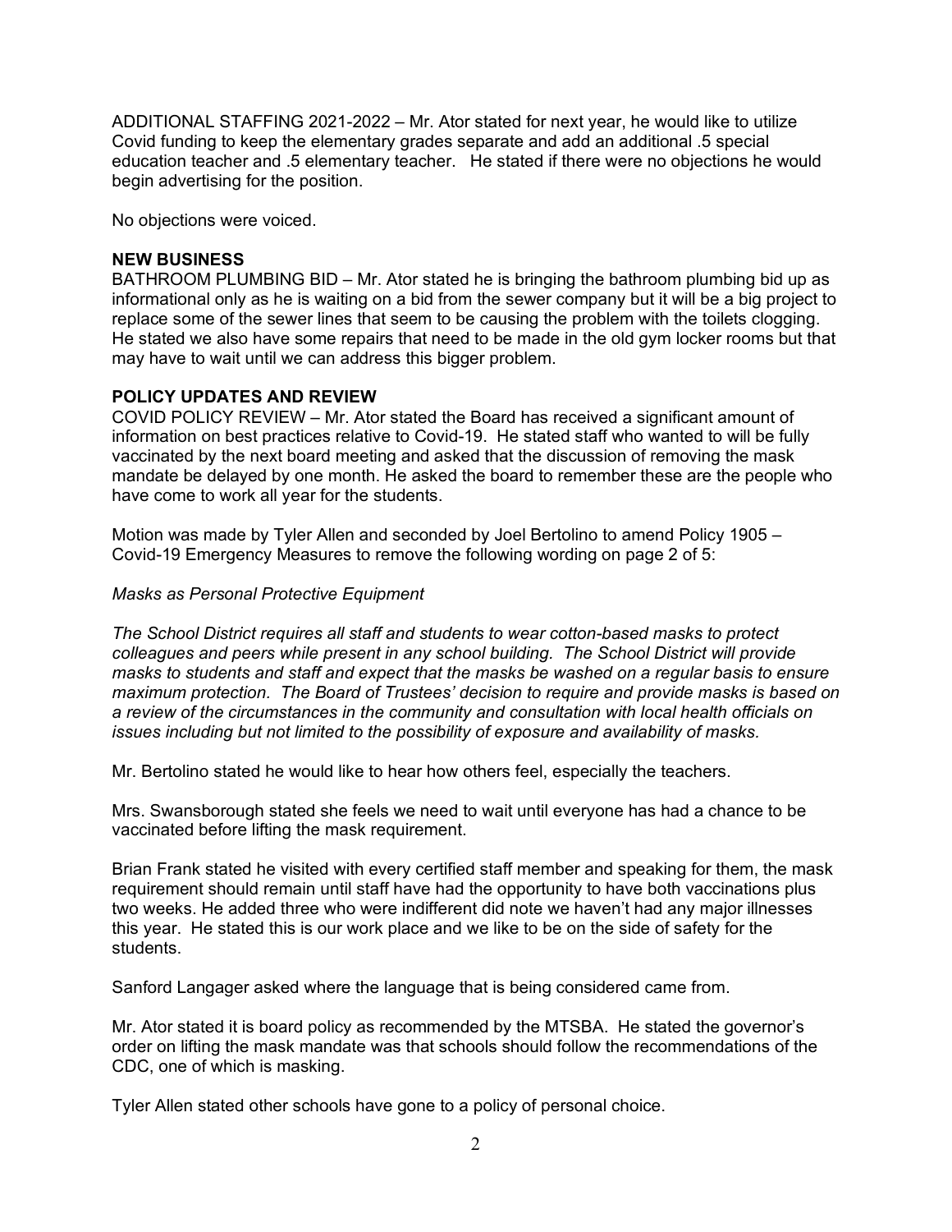ADDITIONAL STAFFING 2021-2022 – Mr. Ator stated for next year, he would like to utilize Covid funding to keep the elementary grades separate and add an additional .5 special education teacher and .5 elementary teacher. He stated if there were no objections he would begin advertising for the position.

No objections were voiced.

**NEW BUSINESS**

BATHROOM PLUMBING BID – Mr. Ator stated he is bringing the bathroom plumbing bid up as informational only as he is waiting on a bid from the sewer company but it will be a big project to replace some of the sewer lines that seem to be causing the problem with the toilets clogging. He stated we also have some repairs that need to be made in the old gym locker rooms but that may have to wait until we can address this bigger problem.

**POLICY UPDATES AND REVIEW**

COVID POLICY REVIEW – Mr. Ator stated the Board has received a significant amount of information on best practices relative to Covid-19. He stated staff who wanted to will be fully vaccinated by the next board meeting and asked that the discussion of removing the mask mandate be delayed by one month. He asked the board to remember these are the people who have come to work all year for the students.

Motion was made by Tyler Allen and seconded by Joel Bertolino to amend Policy 1905 – Covid-19 Emergency Measures to remove the following wording on page 2 of 5:

*Masks as Personal Protective Equipment*

*The School District requires all staff and students to wear cotton-based masks to protect colleagues and peers while present in any school building. The School District will provide masks to students and staff and expect that the masks be washed on a regular basis to ensure maximum protection. The Board of Trustees' decision to require and provide masks is based on a review of the circumstances in the community and consultation with local health officials on issues including but not limited to the possibility of exposure and availability of masks.*

Mr. Bertolino stated he would like to hear how others feel, especially the teachers.

Mrs. Swansborough stated she feels we need to wait until everyone has had a chance to be vaccinated before lifting the mask requirement.

Brian Frank stated he visited with every certified staff member and speaking for them, the mask requirement should remain until staff have had the opportunity to have both vaccinations plus two weeks. He added three who were indifferent did note we haven't had any major illnesses this year. He stated this is our work place and we like to be on the side of safety for the students.

Sanford Langager asked where the language that is being considered came from.

Mr. Ator stated it is board policy as recommended by the MTSBA. He stated the governor's order on lifting the mask mandate was that schools should follow the recommendations of the CDC, one of which is masking.

Tyler Allen stated other schools have gone to a policy of personal choice.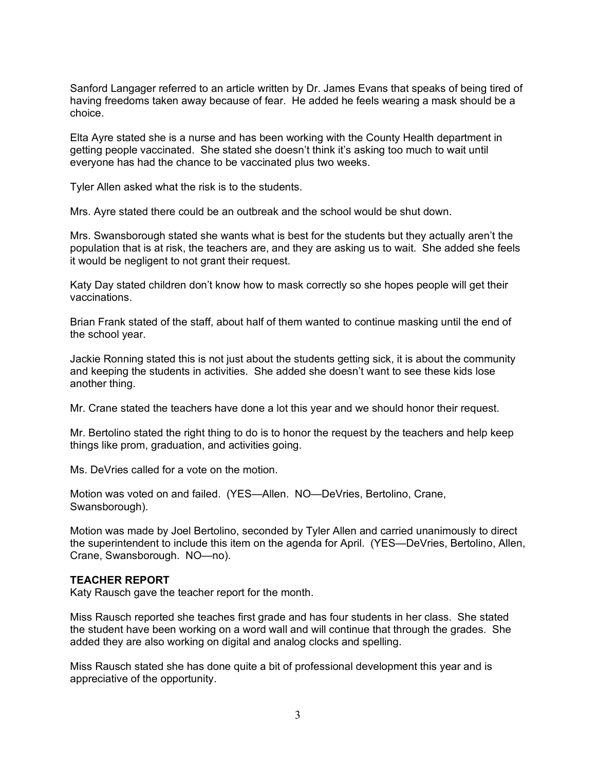Sanford Langager referred to an article written by Dr. James Evans that speaks of being tired of having freedoms taken away because of fear. He added he feels wearing a mask should be a choice.

Elta Ayre stated she is a nurse and has been working with the County Health department in getting people vaccinated. She stated she doesn't think it's asking too much to wait until everyone has had the chance to be vaccinated plus two weeks.

Tyler Allen asked what the risk is to the students.

Mrs. Ayre stated there could be an outbreak and the school would be shut down.

Mrs. Swansborough stated she wants what is best for the students but they actually aren't the population that is at risk, the teachers are, and they are asking us to wait. She added she feels it would be negligent to not grant their request.

Katy Day stated children don't know how to mask correctly so she hopes people will get their vaccinations.

Brian Frank stated of the staff, about half of them wanted to continue masking until the end of the school year.

Jackie Ronning stated this is not just about the students getting sick, it is about the community and keeping the students in activities. She added she doesn't want to see these kids lose another thing.

Mr. Crane stated the teachers have done a lot this year and we should honor their request.

Mr. Bertolino stated the right thing to do is to honor the request by the teachers and help keep things like prom, graduation, and activities going.

Ms. DeVries called for a vote on the motion.

Motion was voted on and failed. (YES—Allen. NO—DeVries, Bertolino, Crane, Swansborough).

Motion was made by Joel Bertolino, seconded by Tyler Allen and carried unanimously to direct the superintendent to include this item on the agenda for April. (YES—DeVries, Bertolino, Allen, Crane, Swansborough. NO—no).

**TEACHER REPORT**

Katy Rausch gave the teacher report for the month.

Miss Rausch reported she teaches first grade and has four students in her class. She stated the student have been working on a word wall and will continue that through the grades. She added they are also working on digital and analog clocks and spelling.

Miss Rausch stated she has done quite a bit of professional development this year and is appreciative of the opportunity.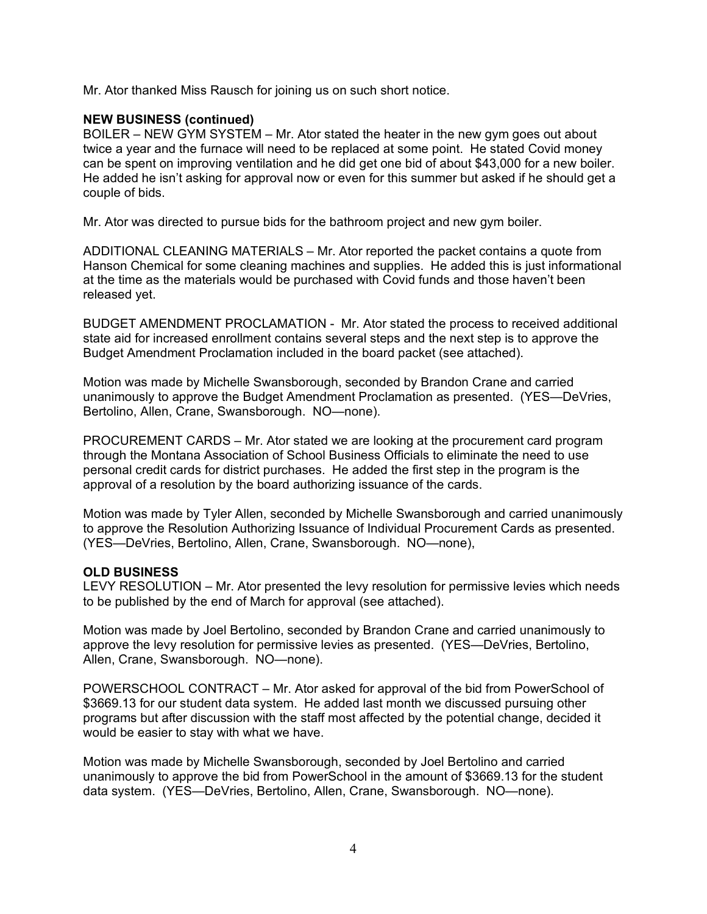Mr. Ator thanked Miss Rausch for joining us on such short notice.

**NEW BUSINESS (continued)**

BOILER – NEW GYM SYSTEM – Mr. Ator stated the heater in the new gym goes out about twice a year and the furnace will need to be replaced at some point. He stated Covid money can be spent on improving ventilation and he did get one bid of about $43,000 for a new boiler. He added he isn't asking for approval now or even for this summer but asked if he should get a couple of bids.

Mr. Ator was directed to pursue bids for the bathroom project and new gym boiler.

ADDITIONAL CLEANING MATERIALS – Mr. Ator reported the packet contains a quote from Hanson Chemical for some cleaning machines and supplies. He added this is just informational at the time as the materials would be purchased with Covid funds and those haven't been released yet.

BUDGET AMENDMENT PROCLAMATION - Mr. Ator stated the process to received additional state aid for increased enrollment contains several steps and the next step is to approve the Budget Amendment Proclamation included in the board packet (see attached).

Motion was made by Michelle Swansborough, seconded by Brandon Crane and carried unanimously to approve the Budget Amendment Proclamation as presented. (YES—DeVries, Bertolino, Allen, Crane, Swansborough. NO—none).

PROCUREMENT CARDS – Mr. Ator stated we are looking at the procurement card program through the Montana Association of School Business Officials to eliminate the need to use personal credit cards for district purchases. He added the first step in the program is the approval of a resolution by the board authorizing issuance of the cards.

Motion was made by Tyler Allen, seconded by Michelle Swansborough and carried unanimously to approve the Resolution Authorizing Issuance of Individual Procurement Cards as presented. (YES—DeVries, Bertolino, Allen, Crane, Swansborough. NO—none),

**OLD BUSINESS**

LEVY RESOLUTION – Mr. Ator presented the levy resolution for permissive levies which needs to be published by the end of March for approval (see attached).

Motion was made by Joel Bertolino, seconded by Brandon Crane and carried unanimously to approve the levy resolution for permissive levies as presented. (YES—DeVries, Bertolino, Allen, Crane, Swansborough. NO—none).

POWERSCHOOL CONTRACT – Mr. Ator asked for approval of the bid from PowerSchool of $3669.13 for our student data system. He added last month we discussed pursuing other programs but after discussion with the staff most affected by the potential change, decided it would be easier to stay with what we have.

Motion was made by Michelle Swansborough, seconded by Joel Bertolino and carried unanimously to approve the bid from PowerSchool in the amount of $3669.13 for the student data system. (YES—DeVries, Bertolino, Allen, Crane, Swansborough. NO—none).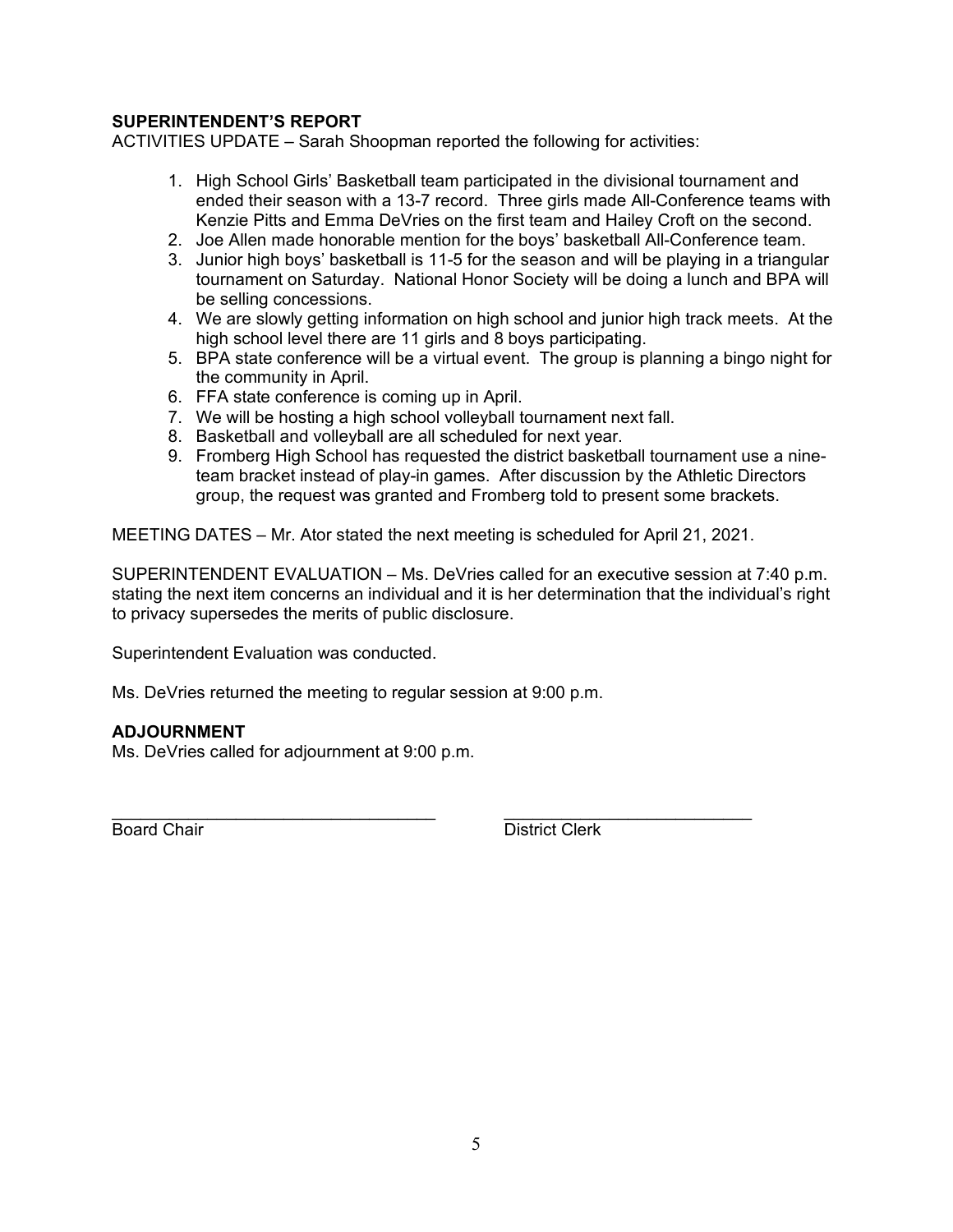**SUPERINTENDENT'S REPORT**

ACTIVITIES UPDATE – Sarah Shoopman reported the following for activities:

1. High School Girls' Basketball team participated in the divisional tournament and ended their season with a 13-7 record. Three girls made All-Conference teams with Kenzie Pitts and Emma DeVries on the first team and Hailey Croft on the second.
2. Joe Allen made honorable mention for the boys' basketball All-Conference team.
3. Junior high boys' basketball is 11-5 for the season and will be playing in a triangular tournament on Saturday. National Honor Society will be doing a lunch and BPA will be selling concessions.
4. We are slowly getting information on high school and junior high track meets. At the high school level there are 11 girls and 8 boys participating.
5. BPA state conference will be a virtual event. The group is planning a bingo night for the community in April.
6. FFA state conference is coming up in April.
7. We will be hosting a high school volleyball tournament next fall.
8. Basketball and volleyball are all scheduled for next year.
9. Fromberg High School has requested the district basketball tournament use a nine-team bracket instead of play-in games. After discussion by the Athletic Directors group, the request was granted and Fromberg told to present some brackets.

MEETING DATES – Mr. Ator stated the next meeting is scheduled for April 21, 2021.

SUPERINTENDENT EVALUATION – Ms. DeVries called for an executive session at 7:40 p.m. stating the next item concerns an individual and it is her determination that the individual's right to privacy supersedes the merits of public disclosure.

Superintendent Evaluation was conducted.

Ms. DeVries returned the meeting to regular session at 9:00 p.m.

**ADJOURNMENT**

Ms. DeVries called for adjournment at 9:00 p.m.

\_\_\_\_\_\_\_\_\_\_\_\_\_\_\_\_\_\_\_\_\_\_\_\_\_\_\_\_\_\_\_\_ \_\_\_\_\_\_\_\_\_\_\_\_\_\_\_\_\_\_\_\_\_\_\_\_\_\_\_\_

Board Chair District Clerk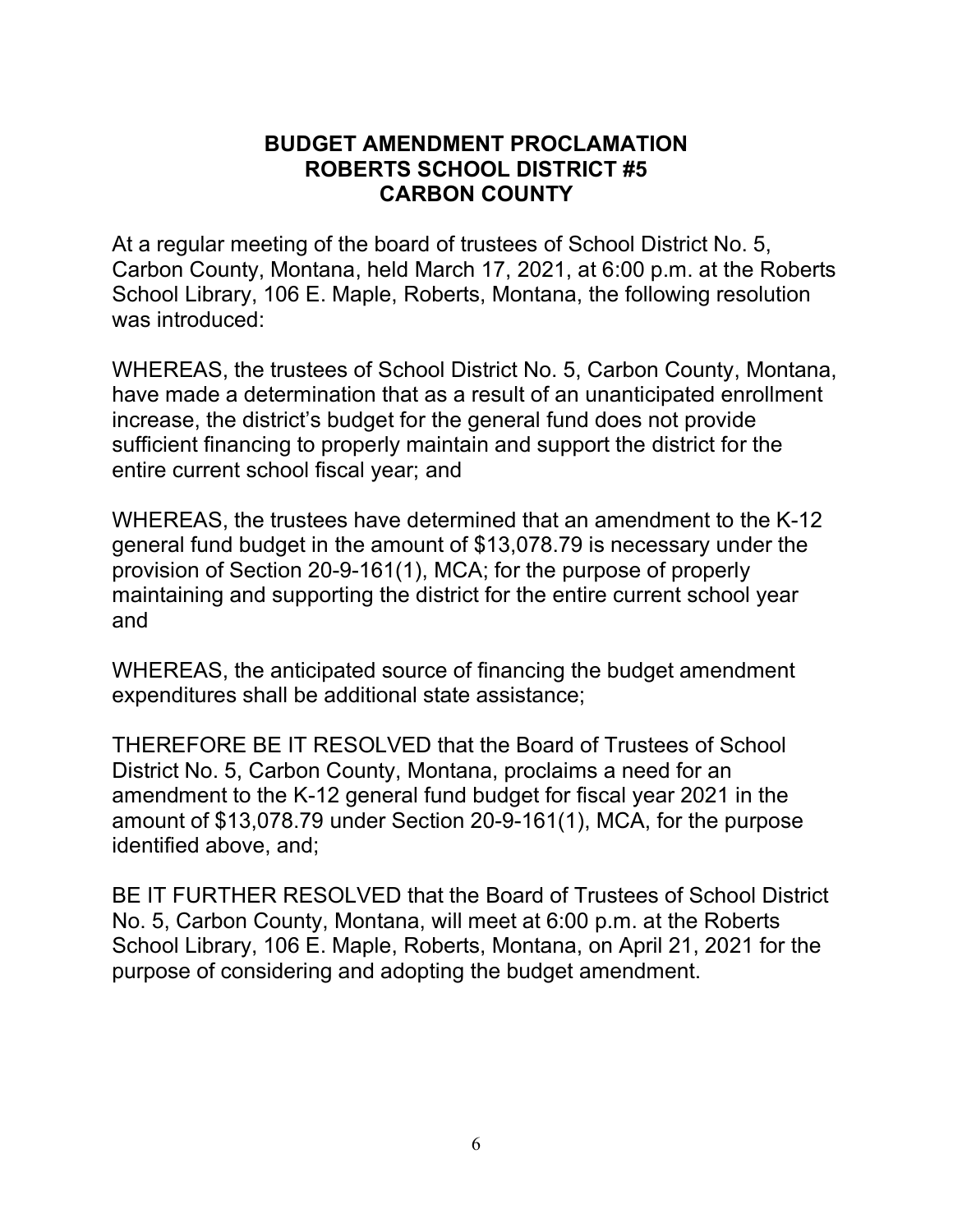# BUDGET AMENDMENT PROCLAMATION
# ROBERTS SCHOOL DISTRICT #5
# CARBON COUNTY

At a regular meeting of the board of trustees of School District No. 5, Carbon County, Montana, held March 17, 2021, at 6:00 p.m. at the Roberts School Library, 106 E. Maple, Roberts, Montana, the following resolution was introduced:

WHEREAS, the trustees of School District No. 5, Carbon County, Montana, have made a determination that as a result of an unanticipated enrollment increase, the district's budget for the general fund does not provide sufficient financing to properly maintain and support the district for the entire current school fiscal year; and

WHEREAS, the trustees have determined that an amendment to the K-12 general fund budget in the amount of $13,078.79 is necessary under the provision of Section 20-9-161(1), MCA; for the purpose of properly maintaining and supporting the district for the entire current school year and

WHEREAS, the anticipated source of financing the budget amendment expenditures shall be additional state assistance;

THEREFORE BE IT RESOLVED that the Board of Trustees of School District No. 5, Carbon County, Montana, proclaims a need for an amendment to the K-12 general fund budget for fiscal year 2021 in the amount of $13,078.79 under Section 20-9-161(1), MCA, for the purpose identified above, and;

BE IT FURTHER RESOLVED that the Board of Trustees of School District No. 5, Carbon County, Montana, will meet at 6:00 p.m. at the Roberts School Library, 106 E. Maple, Roberts, Montana, on April 21, 2021 for the purpose of considering and adopting the budget amendment.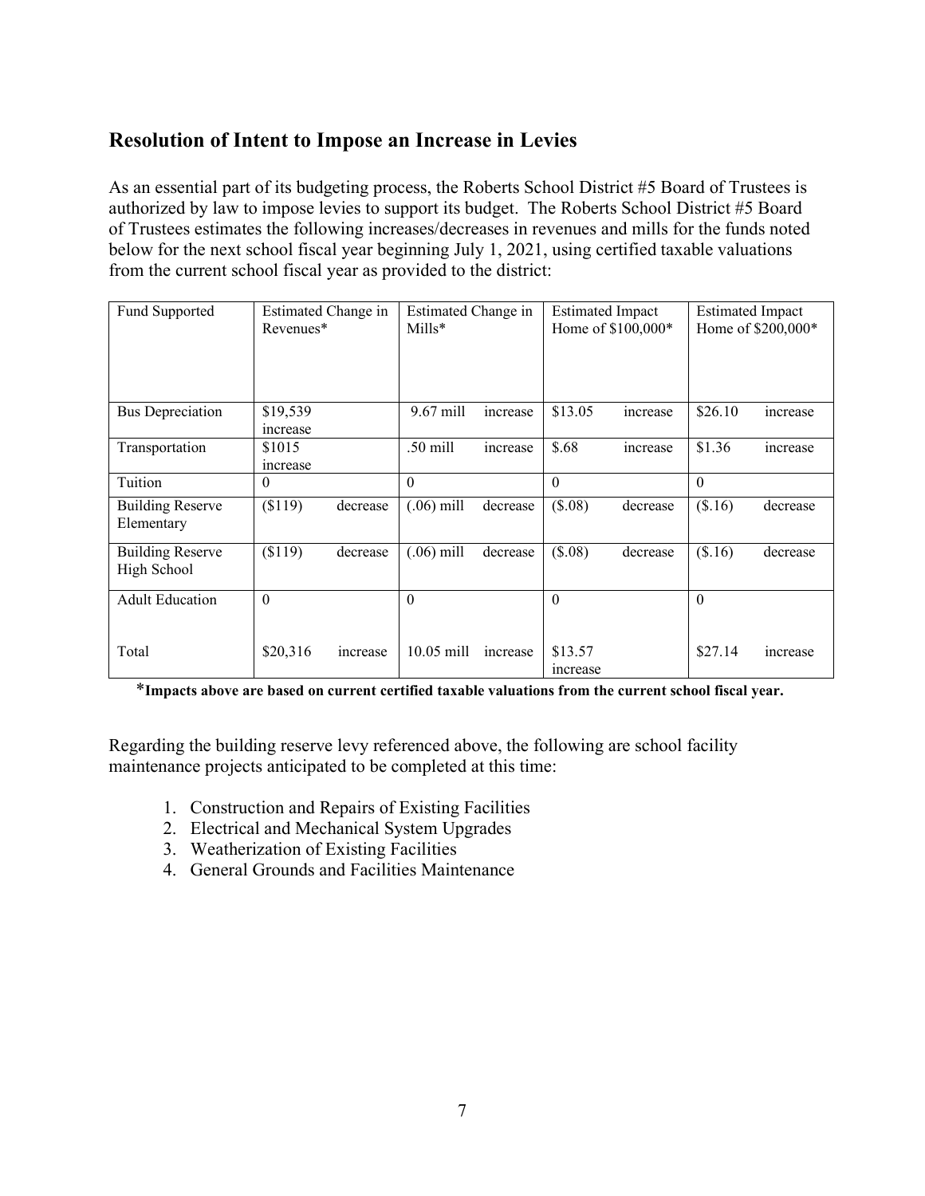## Resolution of Intent to Impose an Increase in Levies

As an essential part of its budgeting process, the Roberts School District #5 Board of Trustees is authorized by law to impose levies to support its budget. The Roberts School District #5 Board of Trustees estimates the following increases/decreases in revenues and mills for the funds noted below for the next school fiscal year beginning July 1, 2021, using certified taxable valuations from the current school fiscal year as provided to the district:

| Fund Supported | Estimated Change in Revenues* | Estimated Change in Mills* | Estimated Impact Home of $100,000* | Estimated Impact Home of $200,000* |
|---|---|---|---|---|
| Bus Depreciation | $19,539 increase | 9.67 mill increase | $13.05 increase | $26.10 increase |
| Transportation | $1015 increase | .50 mill increase | $.68 increase | $1.36 increase |
| Tuition | 0 | 0 | 0 | 0 |
| Building Reserve Elementary | ($119) decrease | (.06) mill decrease | ($.08) decrease | ($.16) decrease |
| Building Reserve High School | ($119) decrease | (.06) mill decrease | ($.08) decrease | ($.16) decrease |
| Adult Education | 0 | 0 | 0 | 0 |
| Total | $20,316 increase | 10.05 mill increase | $13.57 increase | $27.14 increase |

***Impacts above are based on current certified taxable valuations from the current school fiscal year.**

Regarding the building reserve levy referenced above, the following are school facility maintenance projects anticipated to be completed at this time:

1. Construction and Repairs of Existing Facilities
2. Electrical and Mechanical System Upgrades
3. Weatherization of Existing Facilities
4. General Grounds and Facilities Maintenance